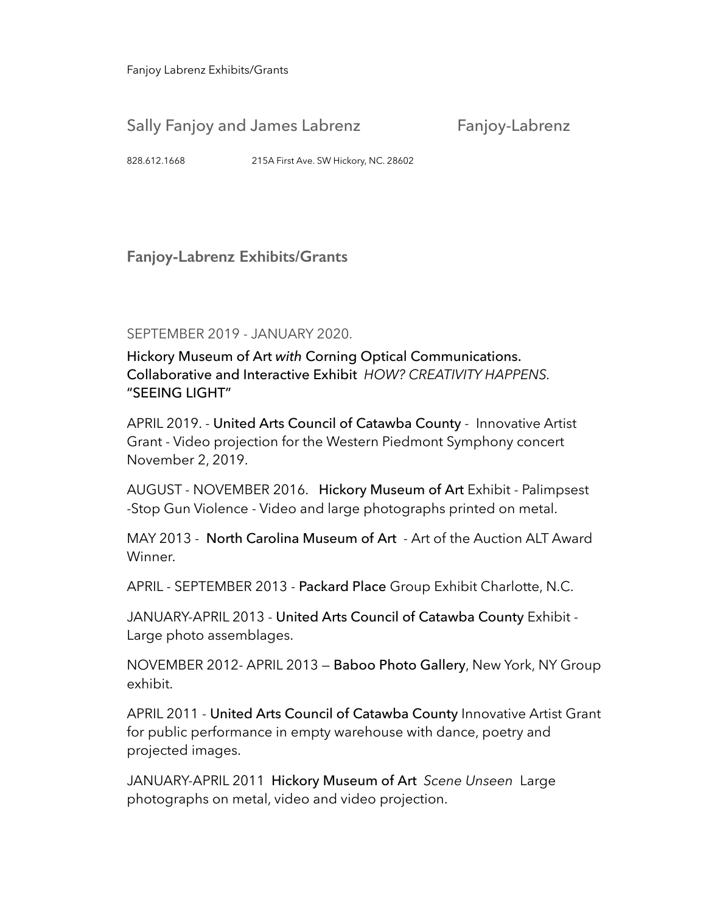Fanjoy Labrenz Exhibits/Grants

## Sally Fanjoy and James Labrenz                    Fanjoy-Labrenz

828.612.1668                    215A First Ave. SW Hickory, NC. 28602

## **Fanjoy-Labrenz Exhibits/Grants**

SEPTEMBER 2019 - JANUARY 2020.

Hickory Museum of Art *with* Corning Optical Communications. Collaborative and Interactive Exhibit *HOW? CREATIVITY HAPPENS*. "SEEING LIGHT"

APRIL 2019. - United Arts Council of Catawba County - Innovative Artist Grant - Video projection for the Western Piedmont Symphony concert November 2, 2019.

AUGUST - NOVEMBER 2016. Hickory Museum of Art Exhibit - Palimpsest -Stop Gun Violence - Video and large photographs printed on metal.

MAY 2013 - North Carolina Museum of Art - Art of the Auction ALT Award Winner.

APRIL - SEPTEMBER 2013 - Packard Place Group Exhibit Charlotte, N.C.

JANUARY-APRIL 2013 - United Arts Council of Catawba County Exhibit - Large photo assemblages.

NOVEMBER 2012- APRIL 2013 — Baboo Photo Gallery, New York, NY Group exhibit.

APRIL 2011 - United Arts Council of Catawba County Innovative Artist Grant for public performance in empty warehouse with dance, poetry and projected images.

JANUARY-APRIL 2011 Hickory Museum of Art *Scene Unseen* Large photographs on metal, video and video projection.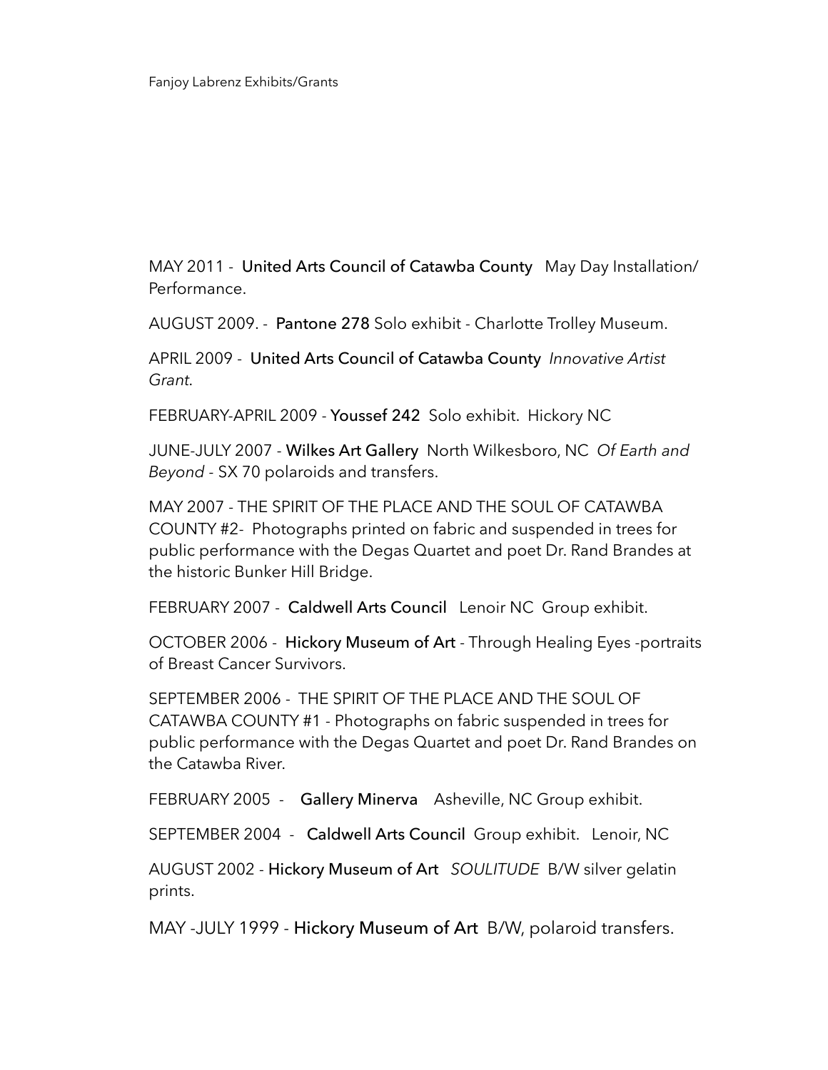Fanjoy Labrenz Exhibits/Grants

MAY 2011 - **United Arts Council of Catawba County** May Day Installation/ Performance.

AUGUST 2009. - **Pantone 278** Solo exhibit - Charlotte Trolley Museum.

APRIL 2009 - **United Arts Council of Catawba County** *Innovative Artist Grant.*

FEBRUARY-APRIL 2009 - **Youssef 242** Solo exhibit. Hickory NC

JUNE-JULY 2007 - **Wilkes Art Gallery** North Wilkesboro, NC *Of Earth and Beyond* - SX 70 polaroids and transfers.

MAY 2007 - THE SPIRIT OF THE PLACE AND THE SOUL OF CATAWBA COUNTY #2- Photographs printed on fabric and suspended in trees for public performance with the Degas Quartet and poet Dr. Rand Brandes at the historic Bunker Hill Bridge.

FEBRUARY 2007 - **Caldwell Arts Council** Lenoir NC Group exhibit.

OCTOBER 2006 - **Hickory Museum of Art** - Through Healing Eyes -portraits of Breast Cancer Survivors.

SEPTEMBER 2006 - THE SPIRIT OF THE PLACE AND THE SOUL OF CATAWBA COUNTY #1 - Photographs on fabric suspended in trees for public performance with the Degas Quartet and poet Dr. Rand Brandes on the Catawba River.

FEBRUARY 2005 - **Gallery Minerva** Asheville, NC Group exhibit.

SEPTEMBER 2004 - **Caldwell Arts Council** Group exhibit. Lenoir, NC

AUGUST 2002 - **Hickory Museum of Art** *SOULITUDE* B/W silver gelatin prints.

MAY -JULY 1999 - **Hickory Museum of Art** B/W, polaroid transfers.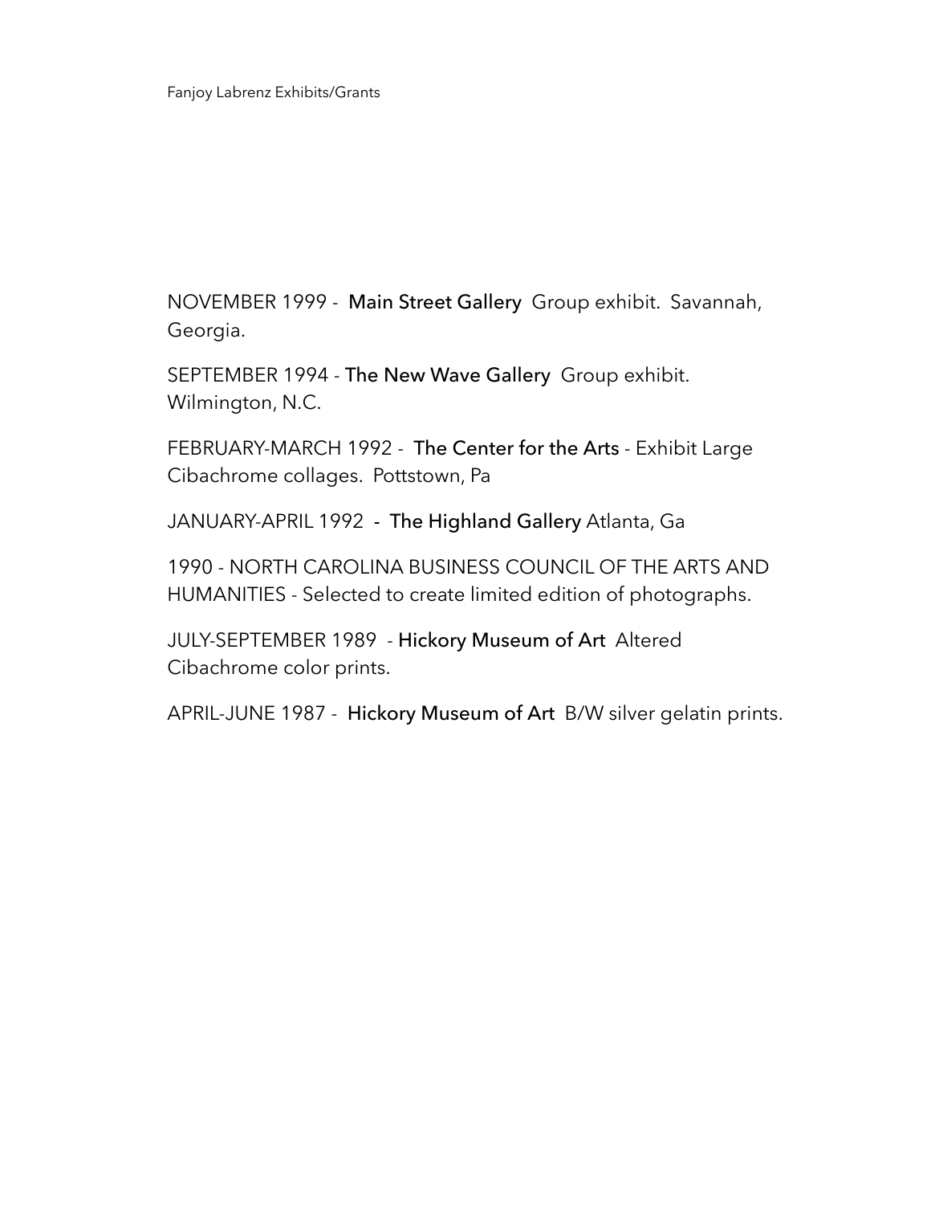Fanjoy Labrenz Exhibits/Grants

NOVEMBER 1999 - **Main Street Gallery** Group exhibit. Savannah, Georgia.

SEPTEMBER 1994 - **The New Wave Gallery** Group exhibit. Wilmington, N.C.

FEBRUARY-MARCH 1992 - **The Center for the Arts** - Exhibit Large Cibachrome collages. Pottstown, Pa

JANUARY-APRIL 1992 - **The Highland Gallery** Atlanta, Ga

1990 - NORTH CAROLINA BUSINESS COUNCIL OF THE ARTS AND HUMANITIES - Selected to create limited edition of photographs.

JULY-SEPTEMBER 1989 - **Hickory Museum of Art** Altered Cibachrome color prints.

APRIL-JUNE 1987 - **Hickory Museum of Art** B/W silver gelatin prints.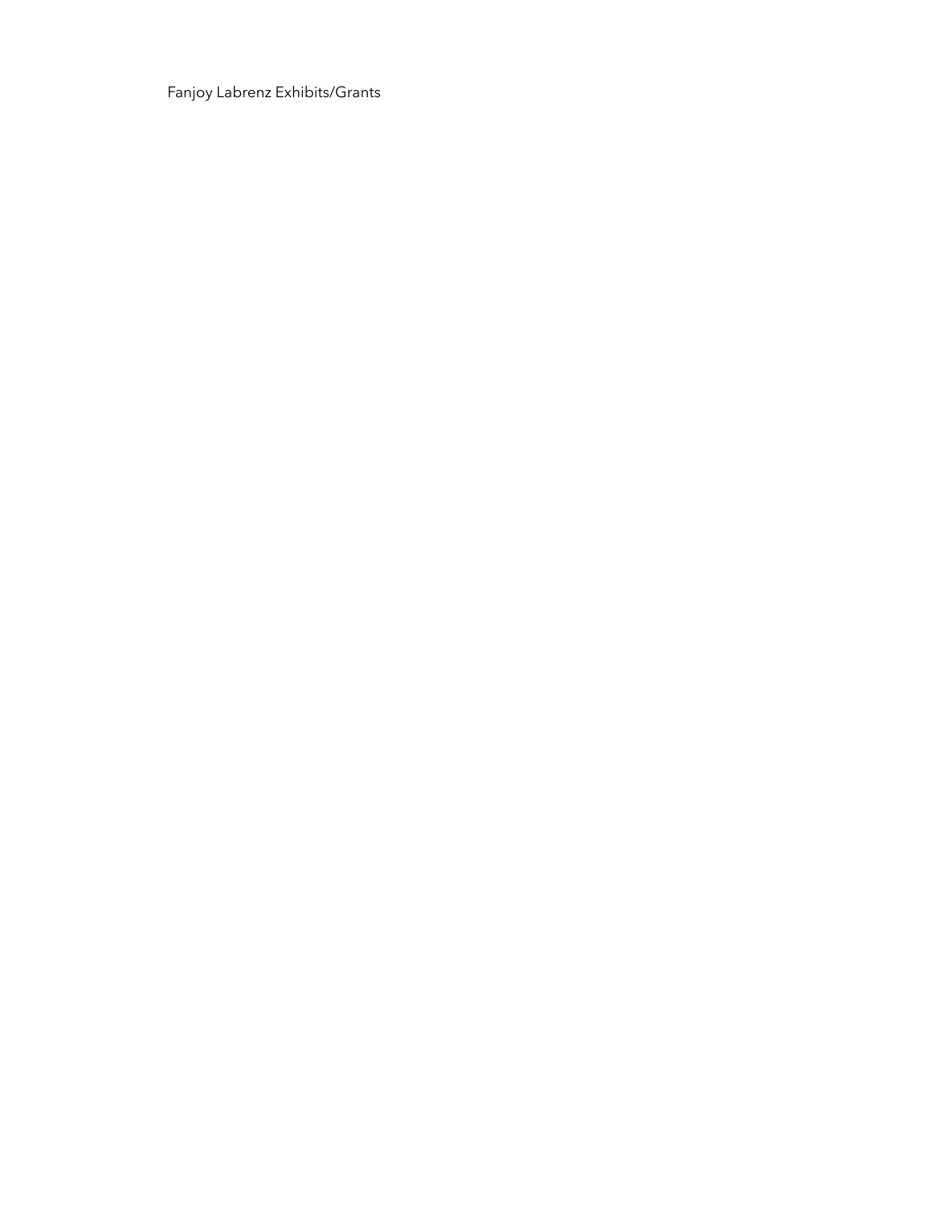Fanjoy Labrenz Exhibits/Grants